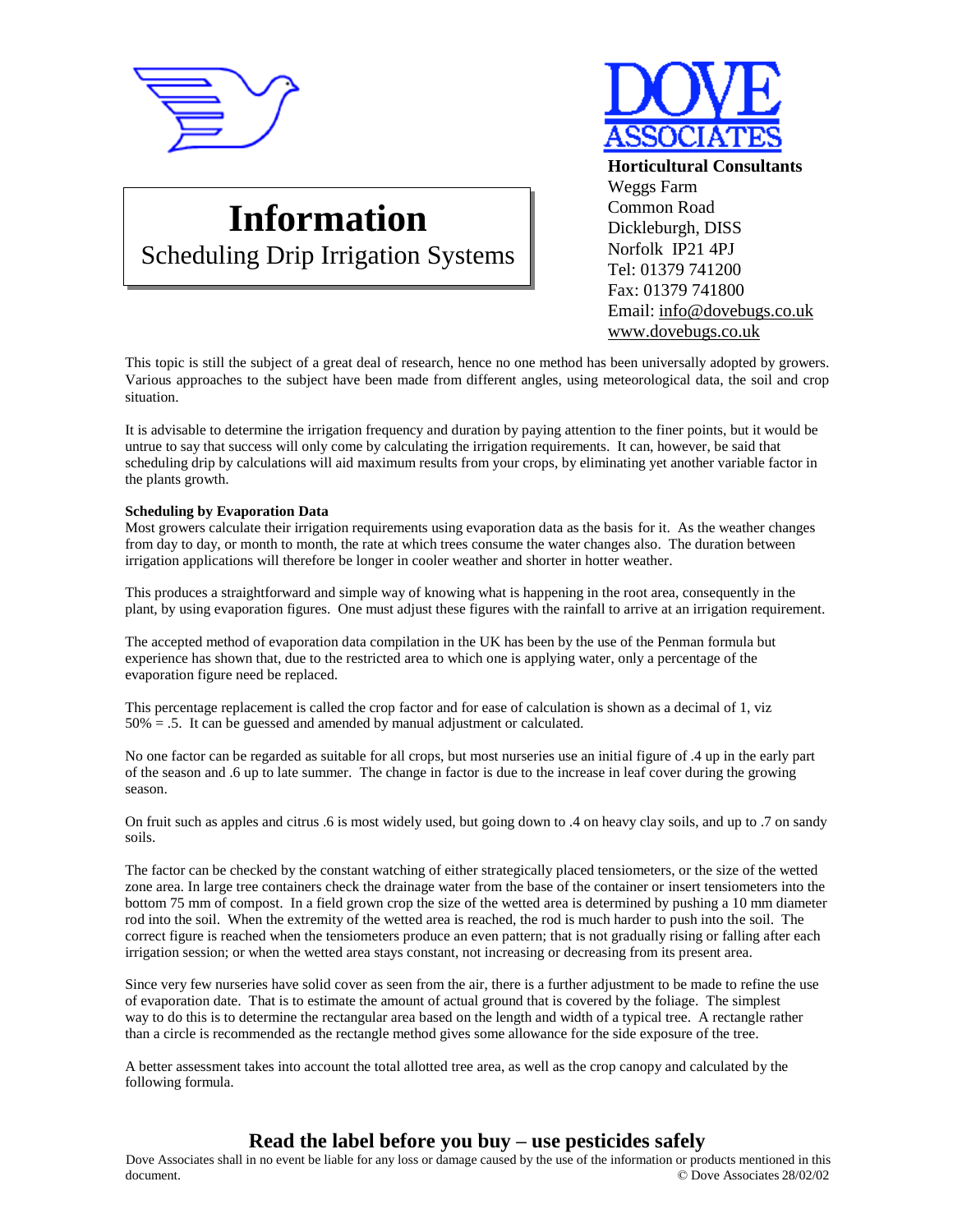# Information

Scheduling Drip Irrigation Systems

**Horticultural Consultants**
Weggs Farm
Common Road
Dickleburgh, DISS
Norfolk IP21 4PJ
Tel: 01379 741200
Fax: 01379 741800
Email: info@dovebugs.co.uk
www.dovebugs.co.uk

This topic is still the subject of a great deal of research, hence no one method has been universally adopted by growers. Various approaches to the subject have been made from different angles, using meteorological data, the soil and crop situation.

It is advisable to determine the irrigation frequency and duration by paying attention to the finer points, but it would be untrue to say that success will only come by calculating the irrigation requirements. It can, however, be said that scheduling drip by calculations will aid maximum results from your crops, by eliminating yet another variable factor in the plants growth.

**Scheduling by Evaporation Data**

Most growers calculate their irrigation requirements using evaporation data as the basis for it. As the weather changes from day to day, or month to month, the rate at which trees consume the water changes also. The duration between irrigation applications will therefore be longer in cooler weather and shorter in hotter weather.

This produces a straightforward and simple way of knowing what is happening in the root area, consequently in the plant, by using evaporation figures. One must adjust these figures with the rainfall to arrive at an irrigation requirement.

The accepted method of evaporation data compilation in the UK has been by the use of the Penman formula but experience has shown that, due to the restricted area to which one is applying water, only a percentage of the evaporation figure need be replaced.

This percentage replacement is called the crop factor and for ease of calculation is shown as a decimal of 1, viz 50% = .5. It can be guessed and amended by manual adjustment or calculated.

No one factor can be regarded as suitable for all crops, but most nurseries use an initial figure of .4 up in the early part of the season and .6 up to late summer. The change in factor is due to the increase in leaf cover during the growing season.

On fruit such as apples and citrus .6 is most widely used, but going down to .4 on heavy clay soils, and up to .7 on sandy soils.

The factor can be checked by the constant watching of either strategically placed tensiometers, or the size of the wetted zone area. In large tree containers check the drainage water from the base of the container or insert tensiometers into the bottom 75 mm of compost. In a field grown crop the size of the wetted area is determined by pushing a 10 mm diameter rod into the soil. When the extremity of the wetted area is reached, the rod is much harder to push into the soil. The correct figure is reached when the tensiometers produce an even pattern; that is not gradually rising or falling after each irrigation session; or when the wetted area stays constant, not increasing or decreasing from its present area.

Since very few nurseries have solid cover as seen from the air, there is a further adjustment to be made to refine the use of evaporation date. That is to estimate the amount of actual ground that is covered by the foliage. The simplest way to do this is to determine the rectangular area based on the length and width of a typical tree. A rectangle rather than a circle is recommended as the rectangle method gives some allowance for the side exposure of the tree.

A better assessment takes into account the total allotted tree area, as well as the crop canopy and calculated by the following formula.

**Read the label before you buy – use pesticides safely**

Dove Associates shall in no event be liable for any loss or damage caused by the use of the information or products mentioned in this document. © Dove Associates 28/02/02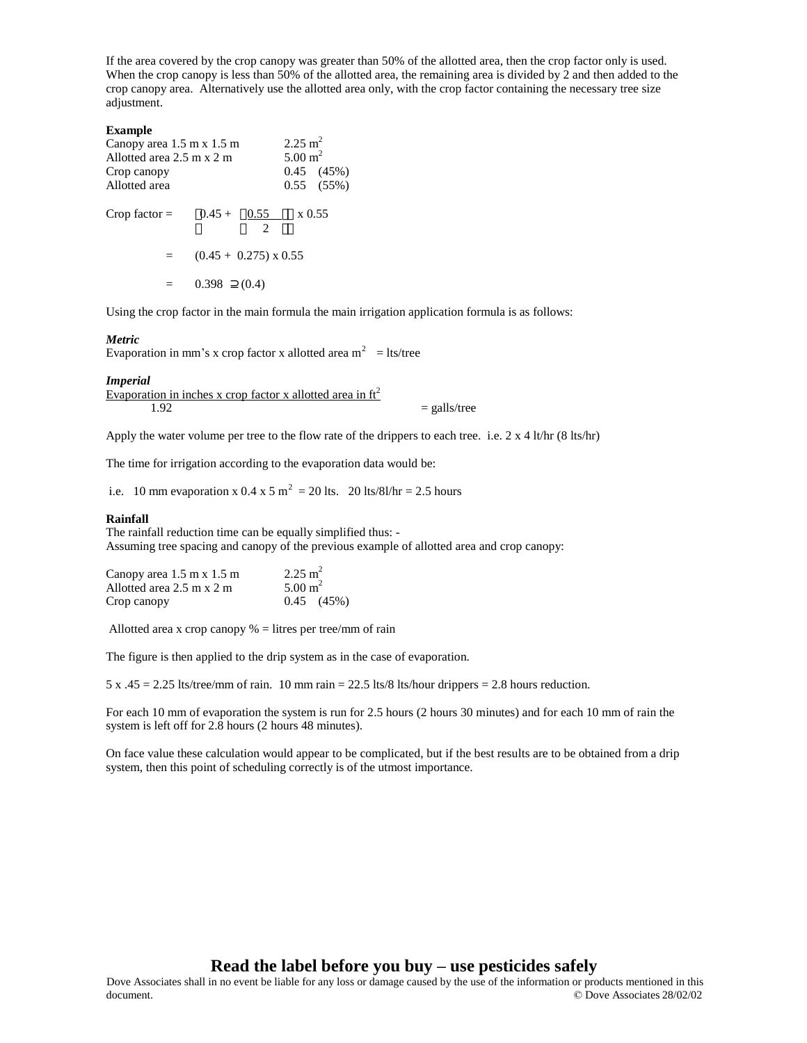If the area covered by the crop canopy was greater than 50% of the allotted area, then the crop factor only is used. When the crop canopy is less than 50% of the allotted area, the remaining area is divided by 2 and then added to the crop canopy area. Alternatively use the allotted area only, with the crop factor containing the necessary tree size adjustment.

**Example**

| | |
|---|---|
| Canopy area 1.5 m x 1.5 m | 2.25 $m^2$ |
| Allotted area 2.5 m x 2 m | 5.00 $m^2$ |
| Crop canopy | 0.45 (45%) |
| Allotted area | 0.55 (55%) |

$$\text{Crop factor} = \left(0.45 + \left(\frac{0.55}{2}\right)\right) \times 0.55$$

$$= (0.45 + 0.275) \times 0.55$$

$$= 0.398 \supseteq (0.4)$$

Using the crop factor in the main formula the main irrigation application formula is as follows:

***Metric***

Evaporation in mm's x crop factor x allotted area $m^2$ = lts/tree

***Imperial***

$$\frac{\text{Evaporation in inches x crop factor x allotted area in ft}^2}{1.92} = \text{galls/tree}$$

Apply the water volume per tree to the flow rate of the drippers to each tree. i.e. 2 x 4 lt/hr (8 lts/hr)

The time for irrigation according to the evaporation data would be:

i.e. 10 mm evaporation x 0.4 x 5 $m^2$ = 20 lts. 20 lts/8l/hr = 2.5 hours

**Rainfall**

The rainfall reduction time can be equally simplified thus: -
Assuming tree spacing and canopy of the previous example of allotted area and crop canopy:

| | |
|---|---|
| Canopy area 1.5 m x 1.5 m | 2.25 $m^2$ |
| Allotted area 2.5 m x 2 m | 5.00 $m^2$ |
| Crop canopy | 0.45 (45%) |

Allotted area x crop canopy % = litres per tree/mm of rain

The figure is then applied to the drip system as in the case of evaporation.

5 x .45 = 2.25 lts/tree/mm of rain. 10 mm rain = 22.5 lts/8 lts/hour drippers = 2.8 hours reduction.

For each 10 mm of evaporation the system is run for 2.5 hours (2 hours 30 minutes) and for each 10 mm of rain the system is left off for 2.8 hours (2 hours 48 minutes).

On face value these calculation would appear to be complicated, but if the best results are to be obtained from a drip system, then this point of scheduling correctly is of the utmost importance.

**Read the label before you buy – use pesticides safely**

Dove Associates shall in no event be liable for any loss or damage caused by the use of the information or products mentioned in this document. © Dove Associates 28/02/02